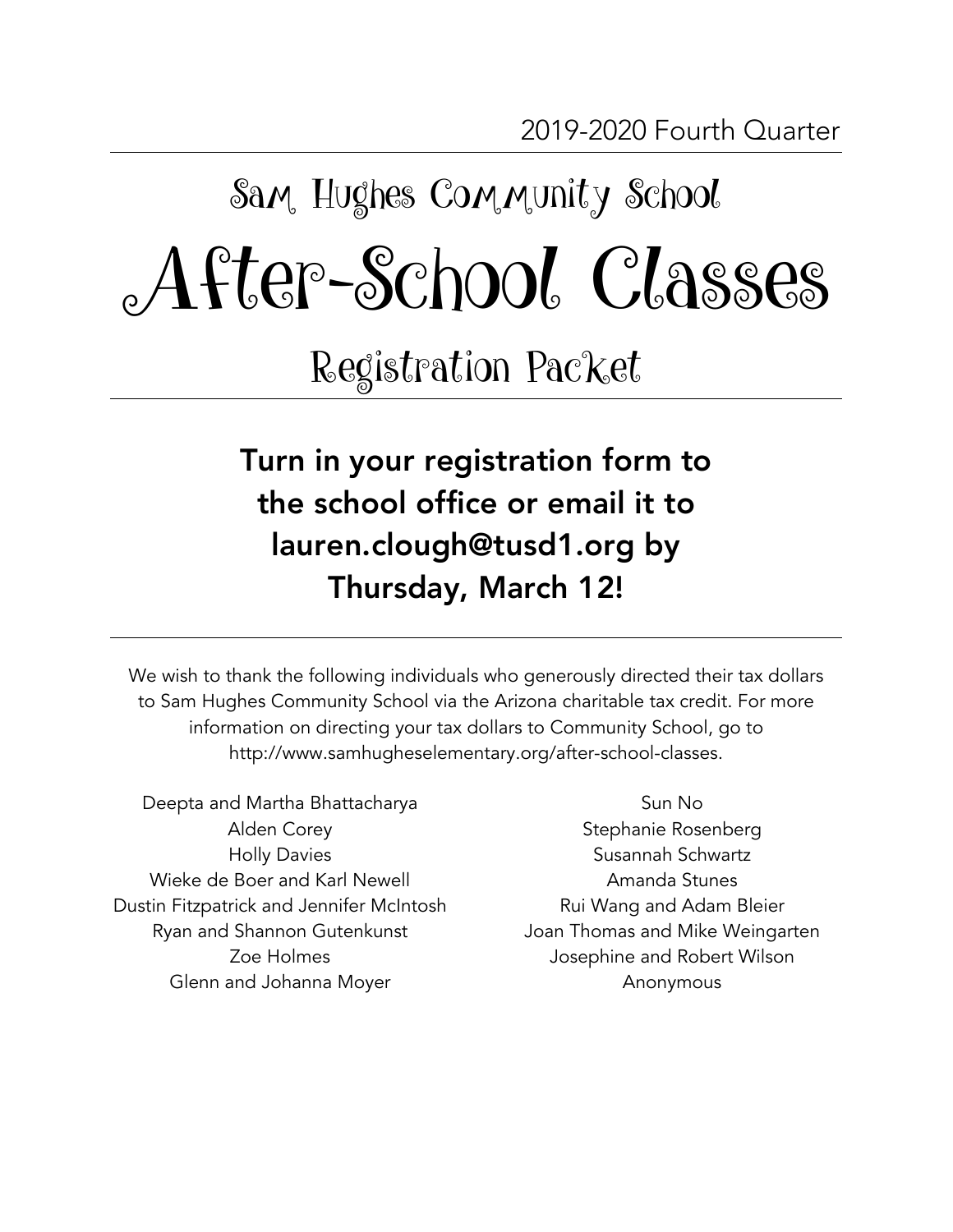2019-2020 Fourth Quarter

## Sam Hughes Community School

# After-School Classes

## Registration Packet

**Turn in your registration form to the school office or email it to lauren.clough@tusd1.org by Thursday, March 12!**

We wish to thank the following individuals who generously directed their tax dollars to Sam Hughes Community School via the Arizona charitable tax credit. For more information on directing your tax dollars to Community School, go to http://www.samhugheselementary.org/after-school-classes.

Deepta and Martha Bhattacharya
Alden Corey
Holly Davies
Wieke de Boer and Karl Newell
Dustin Fitzpatrick and Jennifer McIntosh
Ryan and Shannon Gutenkunst
Zoe Holmes
Glenn and Johanna Moyer
Sun No
Stephanie Rosenberg
Susannah Schwartz
Amanda Stunes
Rui Wang and Adam Bleier
Joan Thomas and Mike Weingarten
Josephine and Robert Wilson
Anonymous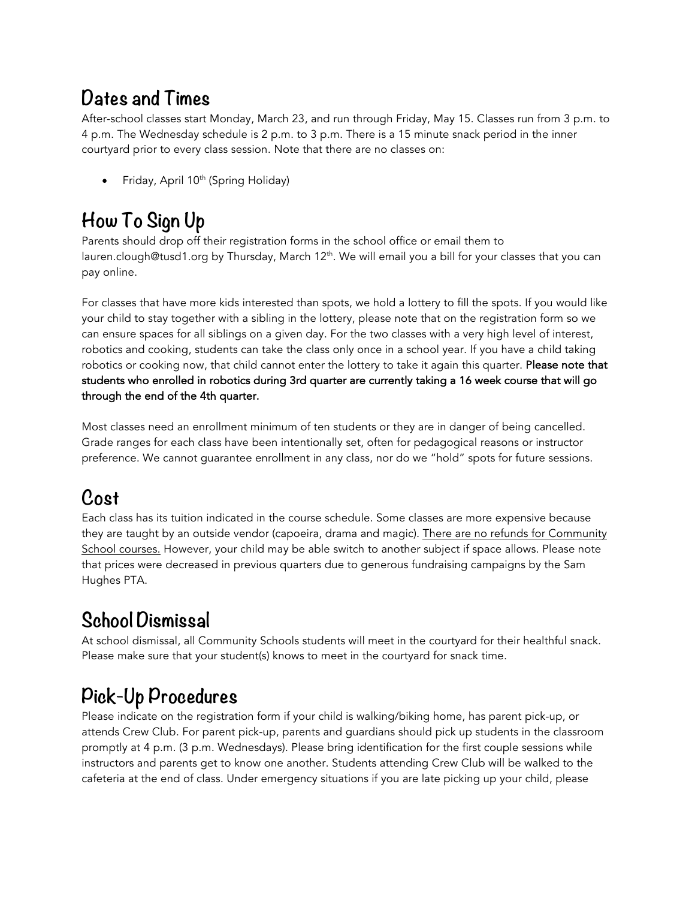## Dates and Times

After-school classes start Monday, March 23, and run through Friday, May 15. Classes run from 3 p.m. to 4 p.m. The Wednesday schedule is 2 p.m. to 3 p.m. There is a 15 minute snack period in the inner courtyard prior to every class session. Note that there are no classes on:

- Friday, April 10th (Spring Holiday)

## How To Sign Up

Parents should drop off their registration forms in the school office or email them to lauren.clough@tusd1.org by Thursday, March 12th. We will email you a bill for your classes that you can pay online.

For classes that have more kids interested than spots, we hold a lottery to fill the spots. If you would like your child to stay together with a sibling in the lottery, please note that on the registration form so we can ensure spaces for all siblings on a given day. For the two classes with a very high level of interest, robotics and cooking, students can take the class only once in a school year. If you have a child taking robotics or cooking now, that child cannot enter the lottery to take it again this quarter. **Please note that students who enrolled in robotics during 3rd quarter are currently taking a 16 week course that will go through the end of the 4th quarter.**

Most classes need an enrollment minimum of ten students or they are in danger of being cancelled. Grade ranges for each class have been intentionally set, often for pedagogical reasons or instructor preference. We cannot guarantee enrollment in any class, nor do we "hold" spots for future sessions.

## Cost

Each class has its tuition indicated in the course schedule. Some classes are more expensive because they are taught by an outside vendor (capoeira, drama and magic). <u>There are no refunds for Community School courses.</u> However, your child may be able switch to another subject if space allows. Please note that prices were decreased in previous quarters due to generous fundraising campaigns by the Sam Hughes PTA.

## School Dismissal

At school dismissal, all Community Schools students will meet in the courtyard for their healthful snack. Please make sure that your student(s) knows to meet in the courtyard for snack time.

## Pick-Up Procedures

Please indicate on the registration form if your child is walking/biking home, has parent pick-up, or attends Crew Club. For parent pick-up, parents and guardians should pick up students in the classroom promptly at 4 p.m. (3 p.m. Wednesdays). Please bring identification for the first couple sessions while instructors and parents get to know one another. Students attending Crew Club will be walked to the cafeteria at the end of class. Under emergency situations if you are late picking up your child, please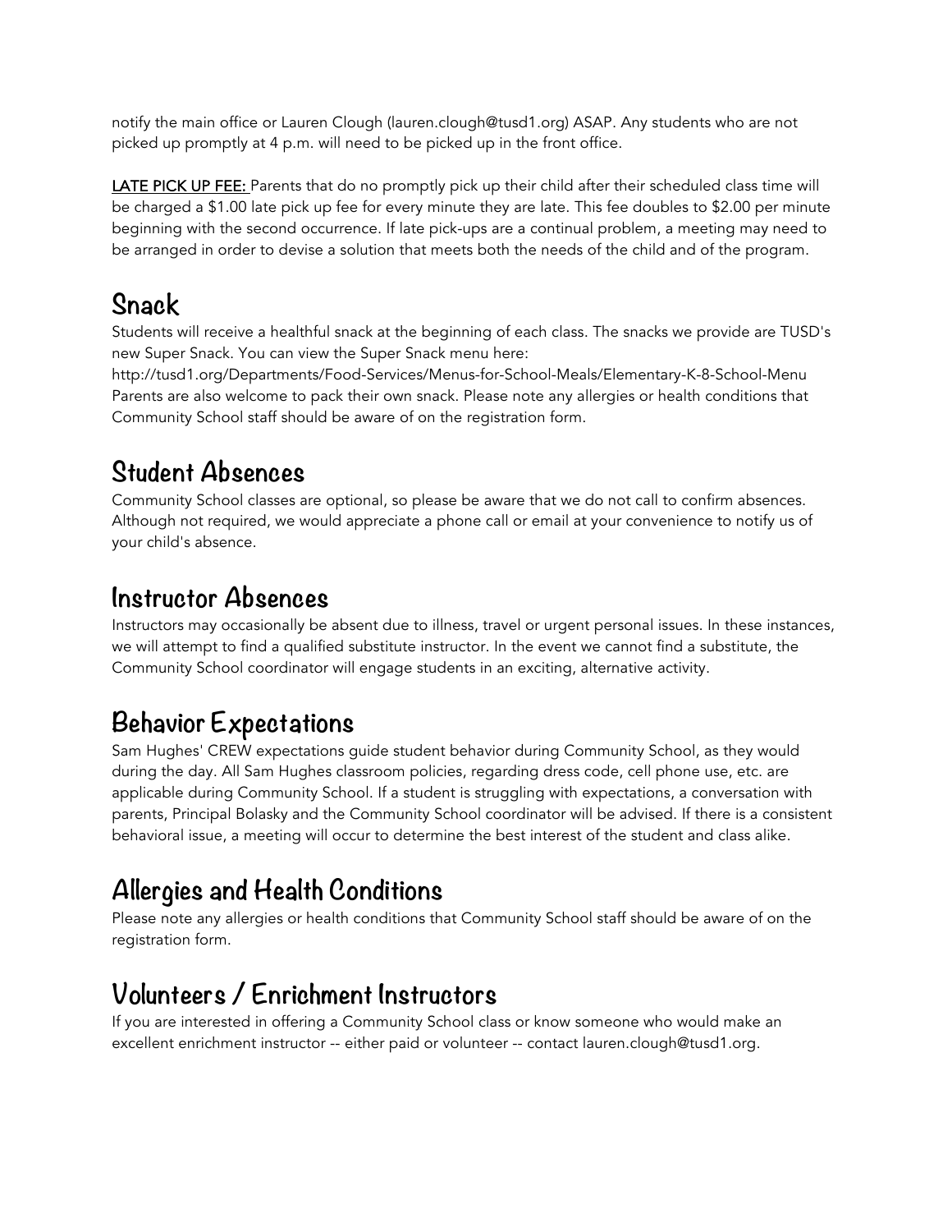notify the main office or Lauren Clough (lauren.clough@tusd1.org) ASAP. Any students who are not picked up promptly at 4 p.m. will need to be picked up in the front office.

**LATE PICK UP FEE:** Parents that do no promptly pick up their child after their scheduled class time will be charged a $1.00 late pick up fee for every minute they are late. This fee doubles to $2.00 per minute beginning with the second occurrence. If late pick-ups are a continual problem, a meeting may need to be arranged in order to devise a solution that meets both the needs of the child and of the program.

## Snack

Students will receive a healthful snack at the beginning of each class. The snacks we provide are TUSD's new Super Snack. You can view the Super Snack menu here:
http://tusd1.org/Departments/Food-Services/Menus-for-School-Meals/Elementary-K-8-School-Menu
Parents are also welcome to pack their own snack. Please note any allergies or health conditions that Community School staff should be aware of on the registration form.

## Student Absences

Community School classes are optional, so please be aware that we do not call to confirm absences. Although not required, we would appreciate a phone call or email at your convenience to notify us of your child's absence.

## Instructor Absences

Instructors may occasionally be absent due to illness, travel or urgent personal issues. In these instances, we will attempt to find a qualified substitute instructor. In the event we cannot find a substitute, the Community School coordinator will engage students in an exciting, alternative activity.

## Behavior Expectations

Sam Hughes' CREW expectations guide student behavior during Community School, as they would during the day. All Sam Hughes classroom policies, regarding dress code, cell phone use, etc. are applicable during Community School. If a student is struggling with expectations, a conversation with parents, Principal Bolasky and the Community School coordinator will be advised. If there is a consistent behavioral issue, a meeting will occur to determine the best interest of the student and class alike.

## Allergies and Health Conditions

Please note any allergies or health conditions that Community School staff should be aware of on the registration form.

## Volunteers / Enrichment Instructors

If you are interested in offering a Community School class or know someone who would make an excellent enrichment instructor -- either paid or volunteer -- contact lauren.clough@tusd1.org.